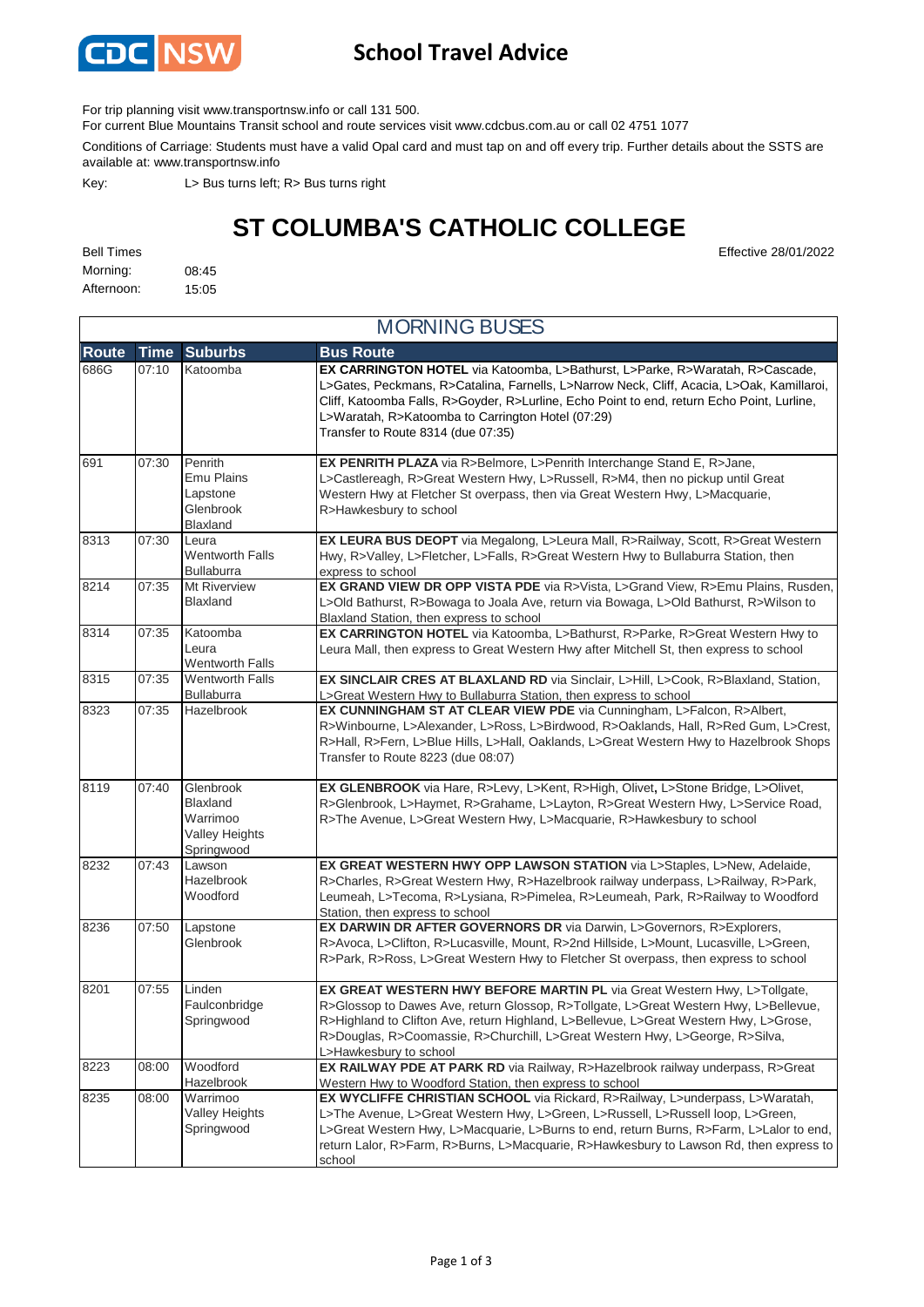# School Travel Advice

For trip planning visit www.transportnsw.info or call 131 500.

For current Blue Mountains Transit school and route services visit www.cdcbus.com.au or call 02 4751 1077

Conditions of Carriage: Students must have a valid Opal card and must tap on and off every trip. Further details about the SSTS are available at: www.transportnsw.info

Key: L> Bus turns left; R> Bus turns right

## ST COLUMBA'S CATHOLIC COLLEGE

Bell Times

Morning: 08:45

Afternoon: 15:05

Effective 28/01/2022

### MORNING BUSES

| Route | Time | Suburbs | Bus Route |
|---|---|---|---|
| 686G | 07:10 | Katoomba | **EX CARRINGTON HOTEL** via Katoomba, L>Bathurst, L>Parke, R>Waratah, R>Cascade, L>Gates, Peckmans, R>Catalina, Farnells, L>Narrow Neck, Cliff, Acacia, L>Oak, Kamillaroi, Cliff, Katoomba Falls, R>Goyder, R>Lurline, Echo Point to end, return Echo Point, Lurline, L>Waratah, R>Katoomba to Carrington Hotel (07:29) Transfer to Route 8314 (due 07:35) |
| 691 | 07:30 | Penrith, Emu Plains, Lapstone, Glenbrook, Blaxland | **EX PENRITH PLAZA** via R>Belmore, L>Penrith Interchange Stand E, R>Jane, L>Castlereagh, R>Great Western Hwy, L>Russell, R>M4, then no pickup until Great Western Hwy at Fletcher St overpass, then via Great Western Hwy, L>Macquarie, R>Hawkesbury to school |
| 8313 | 07:30 | Leura, Wentworth Falls, Bullaburra | **EX LEURA BUS DEOPT** via Megalong, L>Leura Mall, R>Railway, Scott, R>Great Western Hwy, R>Valley, L>Fletcher, L>Falls, R>Great Western Hwy to Bullaburra Station, then express to school |
| 8214 | 07:35 | Mt Riverview, Blaxland | **EX GRAND VIEW DR OPP VISTA PDE** via R>Vista, L>Grand View, R>Emu Plains, Rusden, L>Old Bathurst, R>Bowaga to Joala Ave, return via Bowaga, L>Old Bathurst, R>Wilson to Blaxland Station, then express to school |
| 8314 | 07:35 | Katoomba, Leura, Wentworth Falls | **EX CARRINGTON HOTEL** via Katoomba, L>Bathurst, R>Parke, R>Great Western Hwy to Leura Mall, then express to Great Western Hwy after Mitchell St, then express to school |
| 8315 | 07:35 | Wentworth Falls, Bullaburra | **EX SINCLAIR CRES AT BLAXLAND RD** via Sinclair, L>Hill, L>Cook, R>Blaxland, Station, L>Great Western Hwy to Bullaburra Station, then express to school |
| 8323 | 07:35 | Hazelbrook | **EX CUNNINGHAM ST AT CLEAR VIEW PDE** via Cunningham, L>Falcon, R>Albert, R>Winbourne, L>Alexander, L>Ross, L>Birdwood, R>Oaklands, Hall, R>Red Gum, L>Crest, R>Hall, R>Fern, L>Blue Hills, L>Hall, Oaklands, L>Great Western Hwy to Hazelbrook Shops Transfer to Route 8223 (due 08:07) |
| 8119 | 07:40 | Glenbrook, Blaxland, Warrimoo, Valley Heights, Springwood | **EX GLENBROOK** via Hare, R>Levy, L>Kent, R>High, Olivet**,** L>Stone Bridge, L>Olivet, R>Glenbrook, L>Haymet, R>Grahame, L>Layton, R>Great Western Hwy, L>Service Road, R>The Avenue, L>Great Western Hwy, L>Macquarie, R>Hawkesbury to school |
| 8232 | 07:43 | Lawson, Hazelbrook, Woodford | **EX GREAT WESTERN HWY OPP LAWSON STATION** via L>Staples, L>New, Adelaide, R>Charles, R>Great Western Hwy, R>Hazelbrook railway underpass, L>Railway, R>Park, Leumeah, L>Tecoma, R>Lysiana, R>Pimelea, R>Leumeah, Park, R>Railway to Woodford Station, then express to school |
| 8236 | 07:50 | Lapstone, Glenbrook | **EX DARWIN DR AFTER GOVERNORS DR** via Darwin, L>Governors, R>Explorers, R>Avoca, L>Clifton, R>Lucasville, Mount, R>2nd Hillside, L>Mount, Lucasville, L>Green, R>Park, R>Ross, L>Great Western Hwy to Fletcher St overpass, then express to school |
| 8201 | 07:55 | Linden, Faulconbridge, Springwood | **EX GREAT WESTERN HWY BEFORE MARTIN PL** via Great Western Hwy, L>Tollgate, R>Glossop to Dawes Ave, return Glossop, R>Tollgate, L>Great Western Hwy, L>Bellevue, R>Highland to Clifton Ave, return Highland, L>Bellevue, L>Great Western Hwy, L>Grose, R>Douglas, R>Coomassie, R>Churchill, L>Great Western Hwy, L>George, R>Silva, L>Hawkesbury to school |
| 8223 | 08:00 | Woodford, Hazelbrook | **EX RAILWAY PDE AT PARK RD** via Railway, R>Hazelbrook railway underpass, R>Great Western Hwy to Woodford Station, then express to school |
| 8235 | 08:00 | Warrimoo, Valley Heights, Springwood | **EX WYCLIFFE CHRISTIAN SCHOOL** via Rickard, R>Railway, L>underpass, L>Waratah, L>The Avenue, L>Great Western Hwy, L>Green, L>Russell, L>Russell loop, L>Green, L>Great Western Hwy, L>Macquarie, L>Burns to end, return Burns, R>Farm, L>Lalor to end, return Lalor, R>Farm, R>Burns, L>Macquarie, R>Hawkesbury to Lawson Rd, then express to school |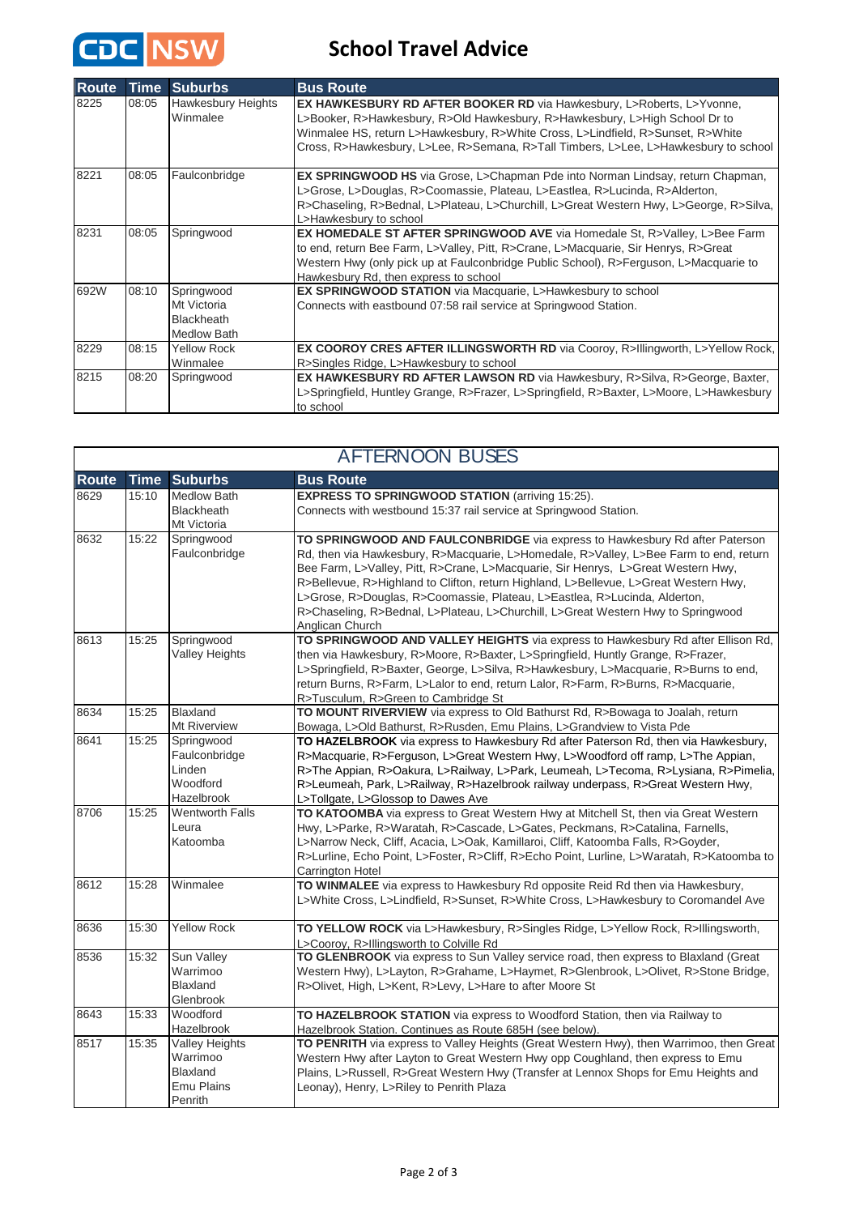# School Travel Advice

| Route | Time | Suburbs | Bus Route |
|---|---|---|---|
| 8225 | 08:05 | Hawkesbury Heights<br>Winmalee | **EX HAWKESBURY RD AFTER BOOKER RD** via Hawkesbury, L>Roberts, L>Yvonne, L>Booker, R>Hawkesbury, R>Old Hawkesbury, R>Hawkesbury, L>High School Dr to Winmalee HS, return L>Hawkesbury, R>White Cross, L>Lindfield, R>Sunset, R>White Cross, R>Hawkesbury, L>Lee, R>Semana, R>Tall Timbers, L>Lee, L>Hawkesbury to school |
| 8221 | 08:05 | Faulconbridge | **EX SPRINGWOOD HS** via Grose, L>Chapman Pde into Norman Lindsay, return Chapman, L>Grose, L>Douglas, R>Coomassie, Plateau, L>Eastlea, R>Lucinda, R>Alderton, R>Chaseling, R>Bednal, L>Plateau, L>Churchill, L>Great Western Hwy, L>George, R>Silva, L>Hawkesbury to school |
| 8231 | 08:05 | Springwood | **EX HOMEDALE ST AFTER SPRINGWOOD AVE** via Homedale St, R>Valley, L>Bee Farm to end, return Bee Farm, L>Valley, Pitt, R>Crane, L>Macquarie, Sir Henrys, R>Great Western Hwy (only pick up at Faulconbridge Public School), R>Ferguson, L>Macquarie to Hawkesbury Rd, then express to school |
| 692W | 08:10 | Springwood<br>Mt Victoria<br>Blackheath<br>Medlow Bath | **EX SPRINGWOOD STATION** via Macquarie, L>Hawkesbury to school<br>Connects with eastbound 07:58 rail service at Springwood Station. |
| 8229 | 08:15 | Yellow Rock<br>Winmalee | **EX COOROY CRES AFTER ILLINGSWORTH RD** via Cooroy, R>Illingworth, L>Yellow Rock, R>Singles Ridge, L>Hawkesbury to school |
| 8215 | 08:20 | Springwood | **EX HAWKESBURY RD AFTER LAWSON RD** via Hawkesbury, R>Silva, R>George, Baxter, L>Springfield, Huntley Grange, R>Frazer, L>Springfield, R>Baxter, L>Moore, L>Hawkesbury to school |

## AFTERNOON BUSES

| Route | Time | Suburbs | Bus Route |
|---|---|---|---|
| 8629 | 15:10 | Medlow Bath<br>Blackheath<br>Mt Victoria | **EXPRESS TO SPRINGWOOD STATION** (arriving 15:25).<br>Connects with westbound 15:37 rail service at Springwood Station. |
| 8632 | 15:22 | Springwood<br>Faulconbridge | **TO SPRINGWOOD AND FAULCONBRIDGE** via express to Hawkesbury Rd after Paterson Rd, then via Hawkesbury, R>Macquarie, L>Homedale, R>Valley, L>Bee Farm to end, return Bee Farm, L>Valley, Pitt, R>Crane, L>Macquarie, Sir Henrys, L>Great Western Hwy, R>Bellevue, R>Highland to Clifton, return Highland, L>Bellevue, L>Great Western Hwy, L>Grose, R>Douglas, R>Coomassie, Plateau, L>Eastlea, R>Lucinda, Alderton, R>Chaseling, R>Bednal, L>Plateau, L>Churchill, L>Great Western Hwy to Springwood Anglican Church |
| 8613 | 15:25 | Springwood<br>Valley Heights | **TO SPRINGWOOD AND VALLEY HEIGHTS** via express to Hawkesbury Rd after Ellison Rd, then via Hawkesbury, R>Moore, R>Baxter, L>Springfield, Huntly Grange, R>Frazer, L>Springfield, R>Baxter, George, L>Silva, R>Hawkesbury, L>Macquarie, R>Burns to end, return Burns, R>Farm, R>Lalor to end, return Lalor, R>Farm, R>Burns, R>Macquarie, R>Tusculum, R>Green to Cambridge St |
| 8634 | 15:25 | Blaxland<br>Mt Riverview | **TO MOUNT RIVERVIEW** via express to Old Bathurst Rd, R>Bowaga to Joalah, return Bowaga, L>Old Bathurst, R>Rusden, Emu Plains, L>Grandview to Vista Pde |
| 8641 | 15:25 | Springwood<br>Faulconbridge<br>Linden<br>Woodford<br>Hazelbrook | **TO HAZELBROOK** via express to Hawkesbury Rd after Paterson Rd, then via Hawkesbury, R>Macquarie, R>Ferguson, L>Great Western Hwy, L>Woodford off ramp, L>The Appian, R>The Appian, R>Oakura, L>Railway, L>Park, Leumeah, L>Tecoma, R>Lysiana, R>Pimelia, R>Leumeah, Park, L>Railway, R>Hazelbrook railway underpass, R>Great Western Hwy, L>Tollgate, L>Glossop to Dawes Ave |
| 8706 | 15:25 | Wentworth Falls<br>Leura<br>Katoomba | **TO KATOOMBA** via express to Great Western Hwy at Mitchell St, then via Great Western Hwy, L>Parke, R>Waratah, R>Cascade, L>Gates, Peckmans, R>Catalina, Farnells, L>Narrow Neck, Cliff, Acacia, L>Oak, Kamillaroi, Cliff, Katoomba Falls, R>Goyder, R>Lurline, Echo Point, L>Foster, R>Cliff, R>Echo Point, Lurline, L>Waratah, R>Katoomba to Carrington Hotel |
| 8612 | 15:28 | Winmalee | **TO WINMALEE** via express to Hawkesbury Rd opposite Reid Rd then via Hawkesbury, L>White Cross, L>Lindfield, R>Sunset, R>White Cross, L>Hawkesbury to Coromandel Ave |
| 8636 | 15:30 | Yellow Rock | **TO YELLOW ROCK** via L>Hawkesbury, R>Singles Ridge, L>Yellow Rock, R>Illingsworth, L>Cooroy, R>Illingsworth to Colville Rd |
| 8536 | 15:32 | Sun Valley<br>Warrimoo<br>Blaxland<br>Glenbrook | **TO GLENBROOK** via express to Sun Valley service road, then express to Blaxland (Great Western Hwy), L>Layton, R>Grahame, L>Haymet, R>Glenbrook, L>Olivet, R>Stone Bridge, R>Olivet, High, L>Kent, R>Levy, L>Hare to after Moore St |
| 8643 | 15:33 | Woodford<br>Hazelbrook | **TO HAZELBROOK STATION** via express to Woodford Station, then via Railway to Hazelbrook Station. Continues as Route 685H (see below). |
| 8517 | 15:35 | Valley Heights<br>Warrimoo<br>Blaxland<br>Emu Plains<br>Penrith | **TO PENRITH** via express to Valley Heights (Great Western Hwy), then Warrimoo, then Great Western Hwy after Layton to Great Western Hwy opp Coughland, then express to Emu Plains, L>Russell, R>Great Western Hwy (Transfer at Lennox Shops for Emu Heights and Leonay), Henry, L>Riley to Penrith Plaza |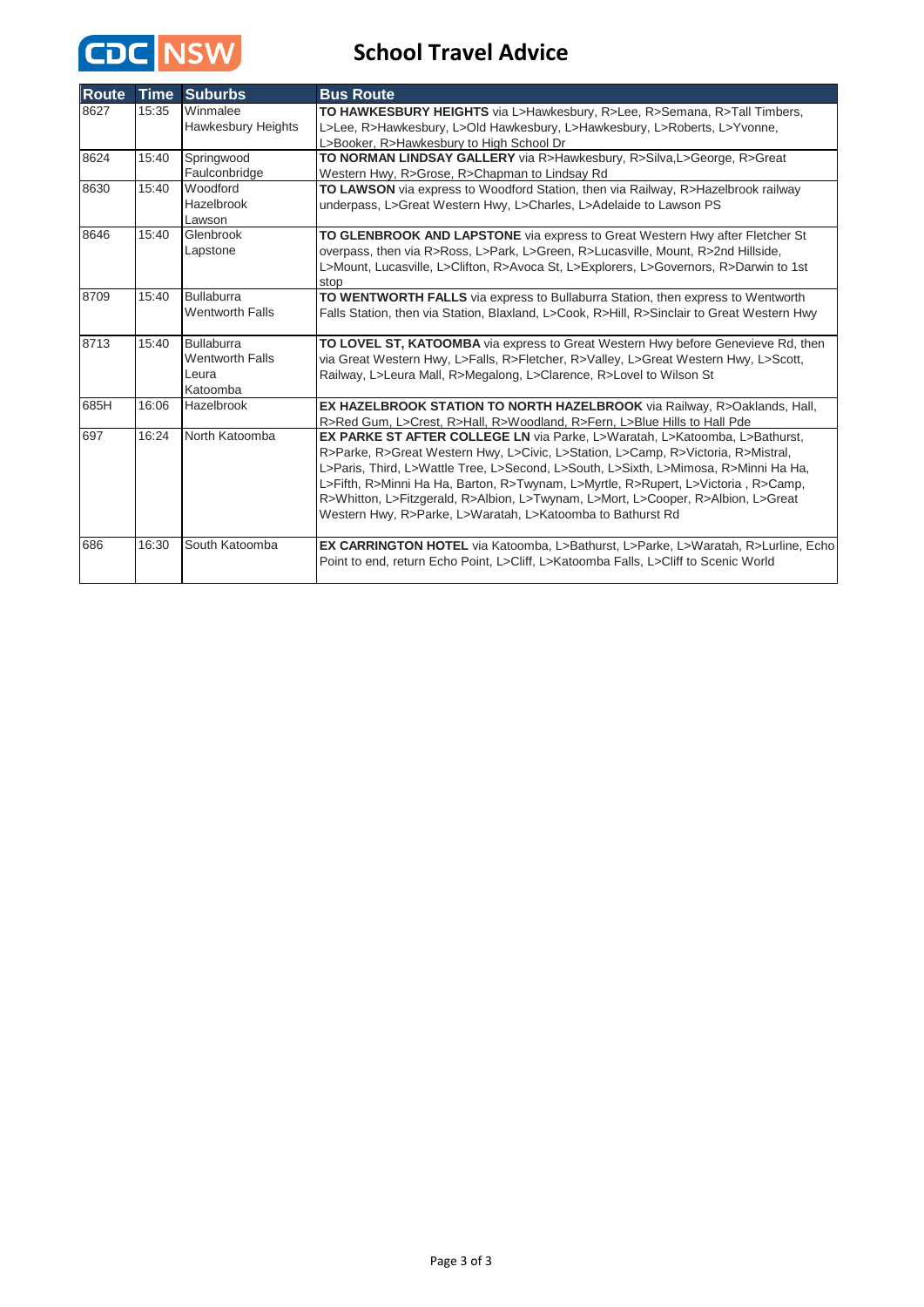# School Travel Advice

| Route | Time | Suburbs | Bus Route |
| --- | --- | --- | --- |
| 8627 | 15:35 | Winmalee Hawkesbury Heights | **TO HAWKESBURY HEIGHTS** via L>Hawkesbury, R>Lee, R>Semana, R>Tall Timbers, L>Lee, R>Hawkesbury, L>Old Hawkesbury, L>Hawkesbury, L>Roberts, L>Yvonne, L>Booker, R>Hawkesbury to High School Dr |
| 8624 | 15:40 | Springwood Faulconbridge | **TO NORMAN LINDSAY GALLERY** via R>Hawkesbury, R>Silva,L>George, R>Great Western Hwy, R>Grose, R>Chapman to Lindsay Rd |
| 8630 | 15:40 | Woodford Hazelbrook Lawson | **TO LAWSON** via express to Woodford Station, then via Railway, R>Hazelbrook railway underpass, L>Great Western Hwy, L>Charles, L>Adelaide to Lawson PS |
| 8646 | 15:40 | Glenbrook Lapstone | **TO GLENBROOK AND LAPSTONE** via express to Great Western Hwy after Fletcher St overpass, then via R>Ross, L>Park, L>Green, R>Lucasville, Mount, R>2nd Hillside, L>Mount, Lucasville, L>Clifton, R>Avoca St, L>Explorers, L>Governors, R>Darwin to 1st stop |
| 8709 | 15:40 | Bullaburra Wentworth Falls | **TO WENTWORTH FALLS** via express to Bullaburra Station, then express to Wentworth Falls Station, then via Station, Blaxland, L>Cook, R>Hill, R>Sinclair to Great Western Hwy |
| 8713 | 15:40 | Bullaburra Wentworth Falls Leura Katoomba | **TO LOVEL ST, KATOOMBA** via express to Great Western Hwy before Genevieve Rd, then via Great Western Hwy, L>Falls, R>Fletcher, R>Valley, L>Great Western Hwy, L>Scott, Railway, L>Leura Mall, R>Megalong, L>Clarence, R>Lovel to Wilson St |
| 685H | 16:06 | Hazelbrook | **EX HAZELBROOK STATION TO NORTH HAZELBROOK** via Railway, R>Oaklands, Hall, R>Red Gum, L>Crest, R>Hall, R>Woodland, R>Fern, L>Blue Hills to Hall Pde |
| 697 | 16:24 | North Katoomba | **EX PARKE ST AFTER COLLEGE LN** via Parke, L>Waratah, L>Katoomba, L>Bathurst, R>Parke, R>Great Western Hwy, L>Civic, L>Station, L>Camp, R>Victoria, R>Mistral, L>Paris, Third, L>Wattle Tree, L>Second, L>South, L>Sixth, L>Mimosa, R>Minni Ha Ha, L>Fifth, R>Minni Ha Ha, Barton, R>Twynam, L>Myrtle, R>Rupert, L>Victoria , R>Camp, R>Whitton, L>Fitzgerald, R>Albion, L>Twynam, L>Mort, L>Cooper, R>Albion, L>Great Western Hwy, R>Parke, L>Waratah, L>Katoomba to Bathurst Rd |
| 686 | 16:30 | South Katoomba | **EX CARRINGTON HOTEL** via Katoomba, L>Bathurst, L>Parke, L>Waratah, R>Lurline, Echo Point to end, return Echo Point, L>Cliff, L>Katoomba Falls, L>Cliff to Scenic World |